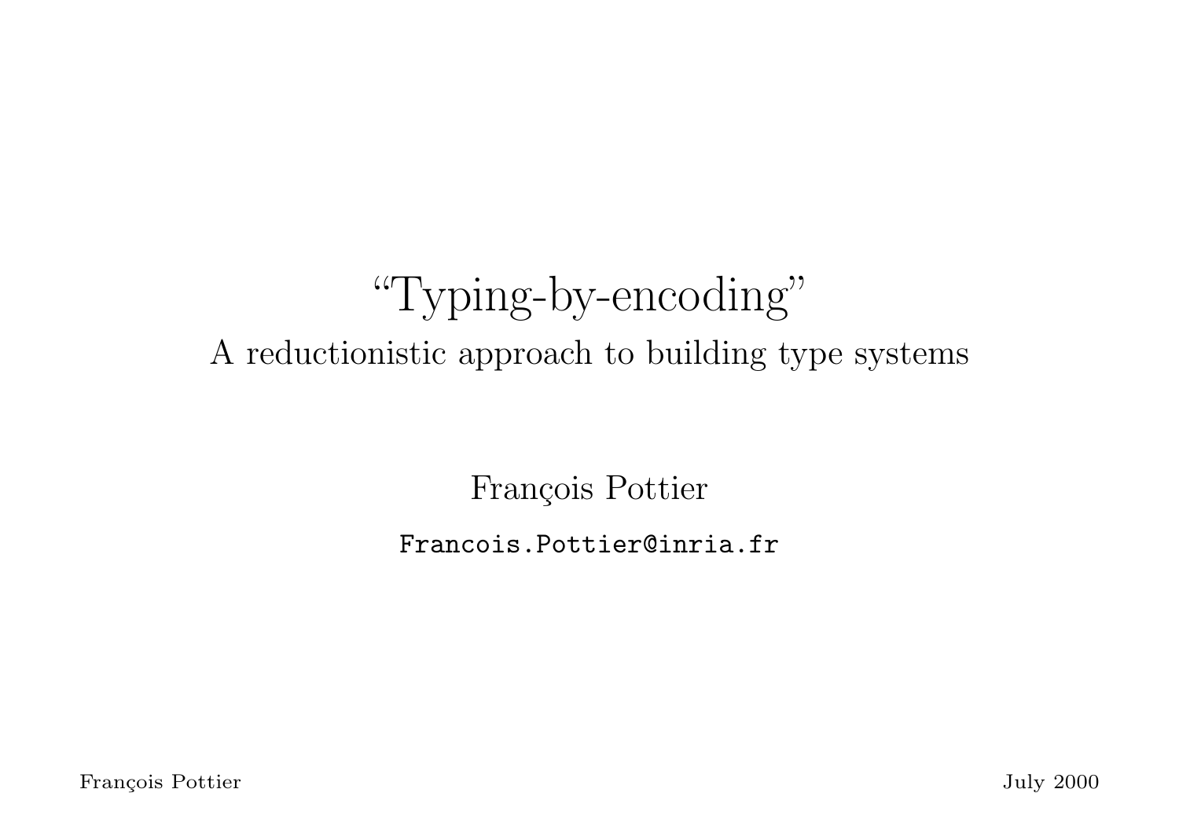# "Typing-by-encoding"

## A reductionistic approach to building type systems

François Pottier

`Francois.Pottier@inria.fr`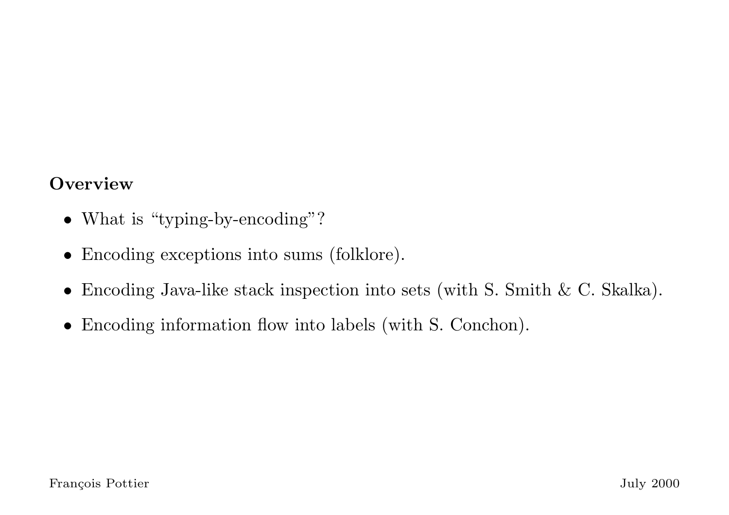**Overview**

- What is “typing-by-encoding”?
- Encoding exceptions into sums (folklore).
- Encoding Java-like stack inspection into sets (with S. Smith & C. Skalka).
- Encoding information flow into labels (with S. Conchon).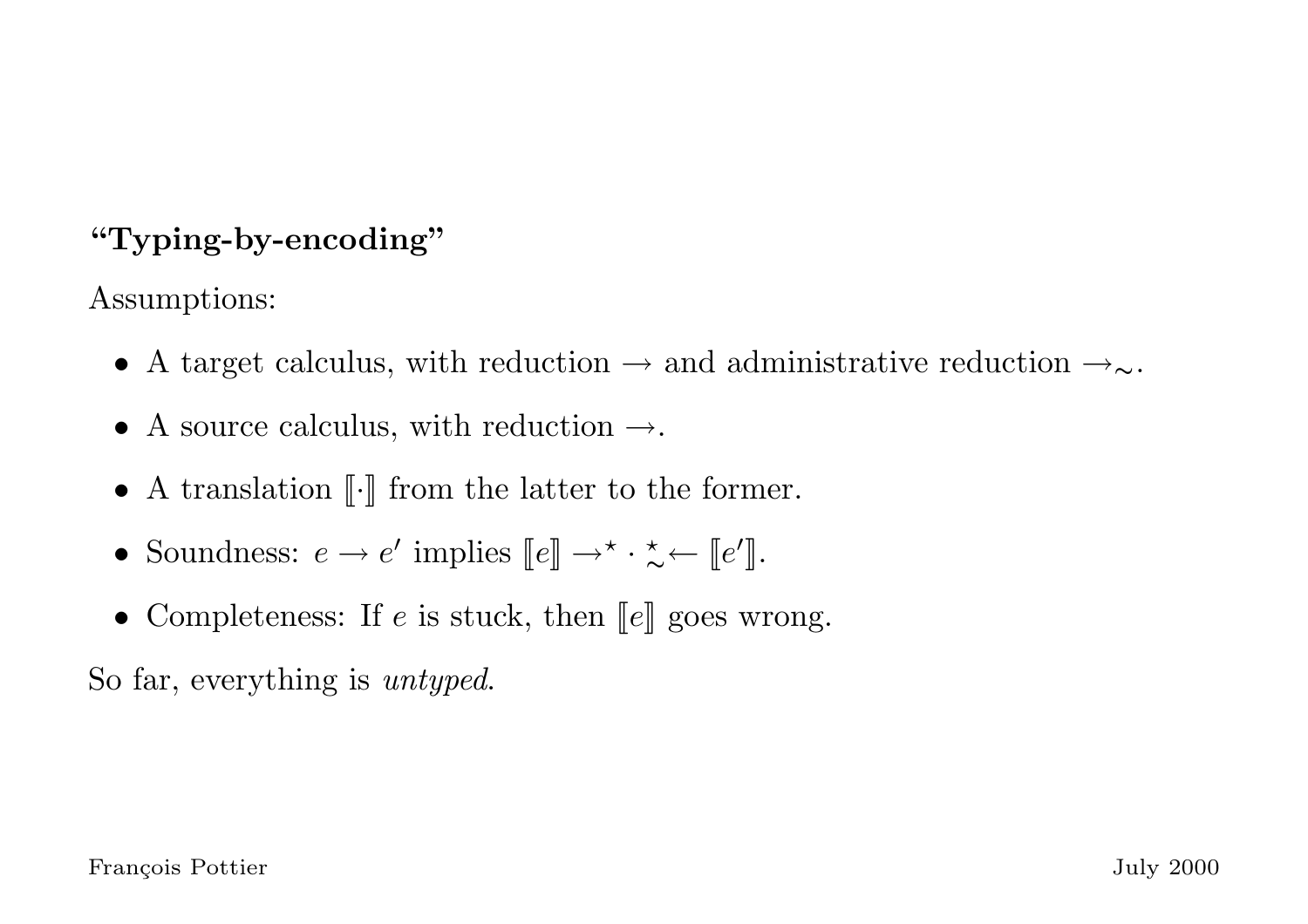**"Typing-by-encoding"**

Assumptions:

- A target calculus, with reduction $\rightarrow$ and administrative reduction $\rightarrow_{\sim}$.
- A source calculus, with reduction $\rightarrow$.
- A translation $[\![\cdot]\!]$ from the latter to the former.
- Soundness: $e \rightarrow e'$ implies $[\![e]\!] \rightarrow^{\star} \cdot \mathrel{\overset{\star}{\underset{\sim}{\leftarrow}}} [\![e']\!]$.
- Completeness: If $e$ is stuck, then $[\![e]\!]$ goes wrong.

So far, everything is *untyped*.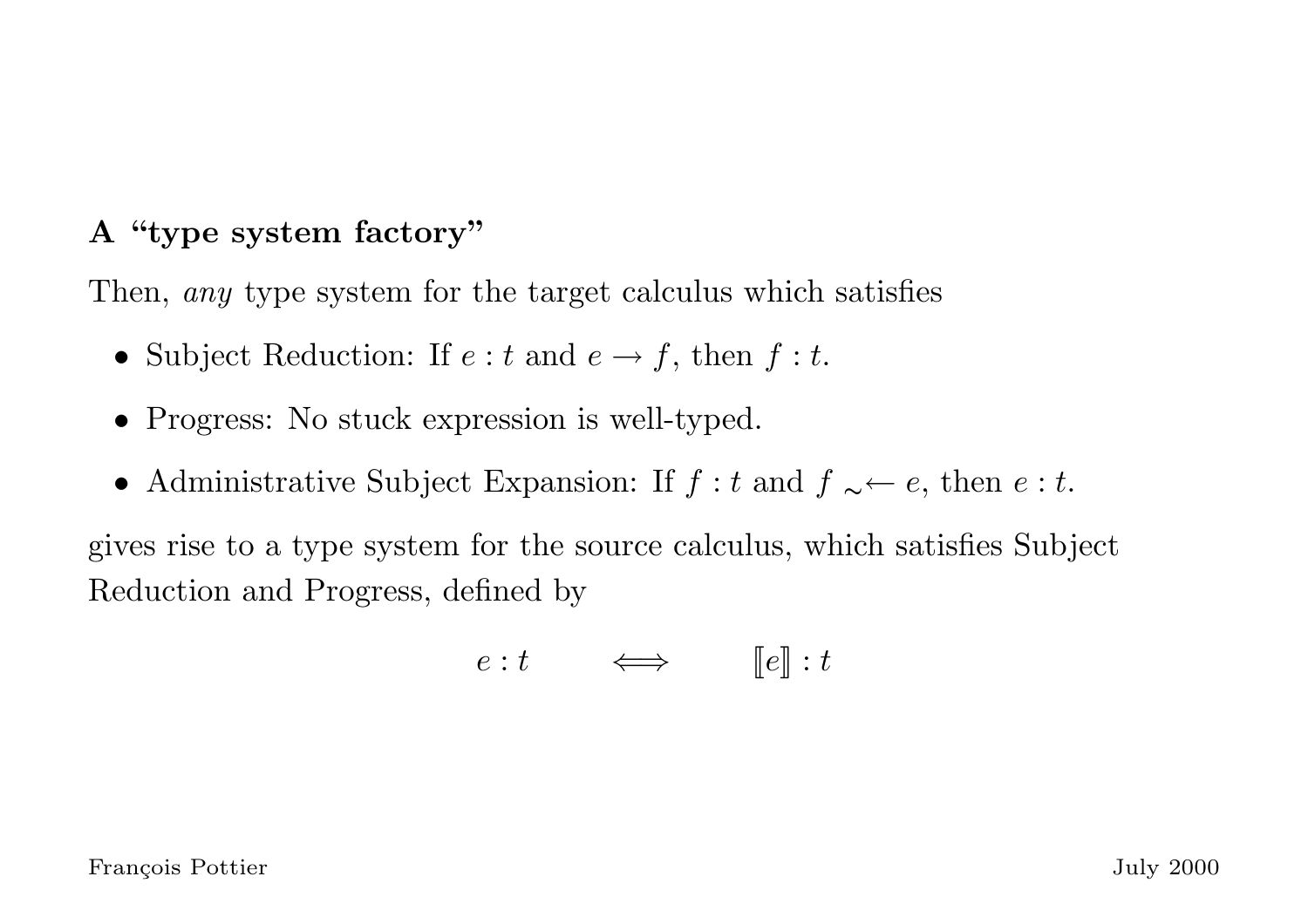### A “type system factory”

Then, *any* type system for the target calculus which satisfies

- Subject Reduction: If $e : t$ and $e \rightarrow f$, then $f : t$.
- Progress: No stuck expression is well-typed.
- Administrative Subject Expansion: If $f : t$ and $f \;{}_{\sim}\!\!\leftarrow e$, then $e : t$.

gives rise to a type system for the source calculus, which satisfies Subject Reduction and Progress, defined by

$$e : t \qquad \Longleftrightarrow \qquad [\![e]\!] : t$$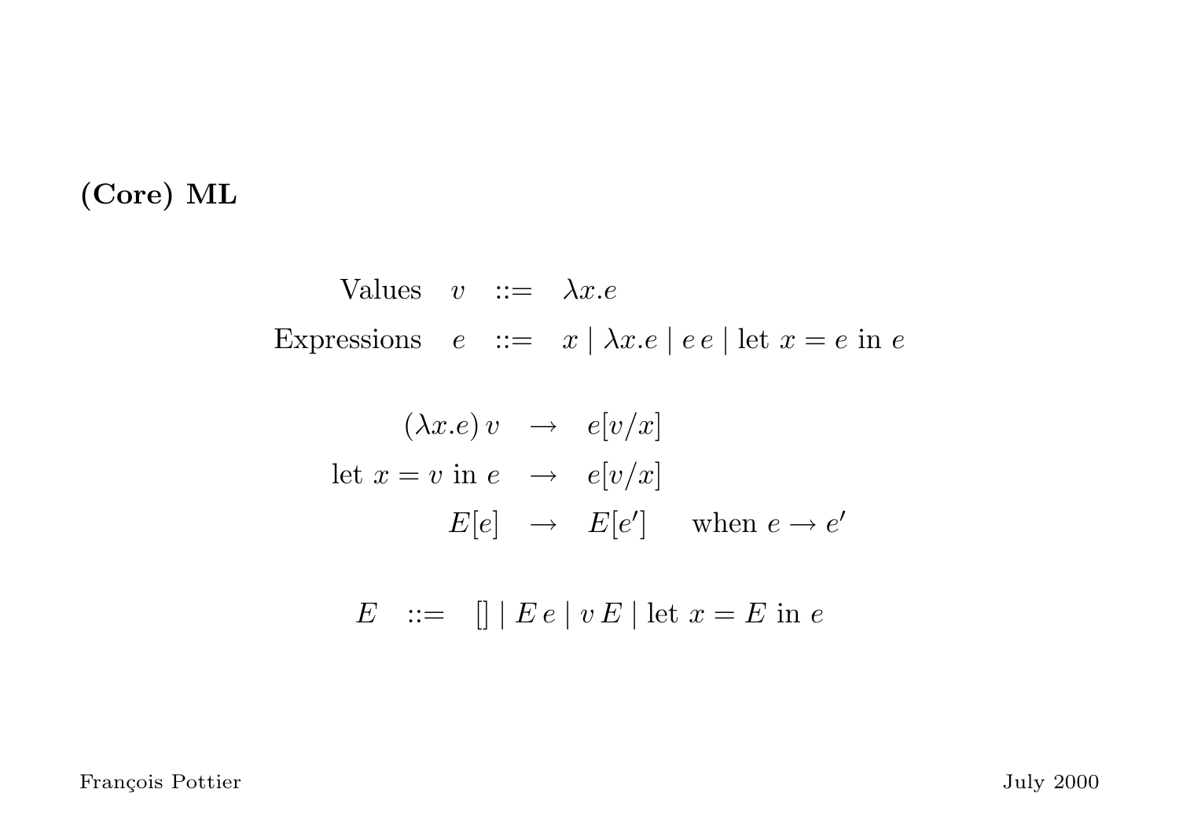## (Core) ML

$$
\begin{array}{rrcl}
\text{Values} & v & ::= & \lambda x.e \\
\text{Expressions} & e & ::= & x \mid \lambda x.e \mid e\,e \mid \text{let } x = e \text{ in } e
\end{array}
$$

$$
\begin{array}{rcll}
(\lambda x.e)\,v & \rightarrow & e[v/x] & \\
\text{let } x = v \text{ in } e & \rightarrow & e[v/x] & \\
E[e] & \rightarrow & E[e'] & \quad \text{when } e \rightarrow e'
\end{array}
$$

$$
E \quad ::= \quad [] \mid E\,e \mid v\,E \mid \text{let } x = E \text{ in } e
$$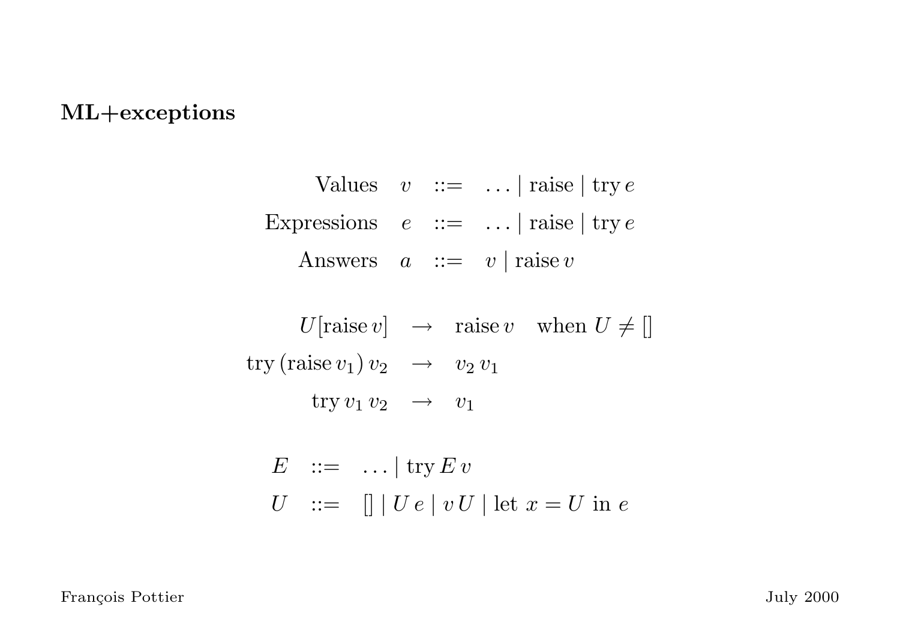## ML+exceptions

$$
\begin{array}{rcl}
\text{Values} \quad v & ::= & \ldots \mid \text{raise} \mid \text{try}\, e \\
\text{Expressions} \quad e & ::= & \ldots \mid \text{raise} \mid \text{try}\, e \\
\text{Answers} \quad a & ::= & v \mid \text{raise}\, v
\end{array}
$$

$$
\begin{array}{rcll}
U[\text{raise}\, v] & \to & \text{raise}\, v & \text{when } U \neq [] \\
\text{try}\, (\text{raise}\, v_1)\, v_2 & \to & v_2\, v_1 & \\
\text{try}\, v_1\, v_2 & \to & v_1 &
\end{array}
$$

$$
\begin{array}{rcl}
E & ::= & \ldots \mid \text{try}\, E\, v \\
U & ::= & [] \mid U\ e \mid v\, U \mid \text{let } x = U \text{ in } e
\end{array}
$$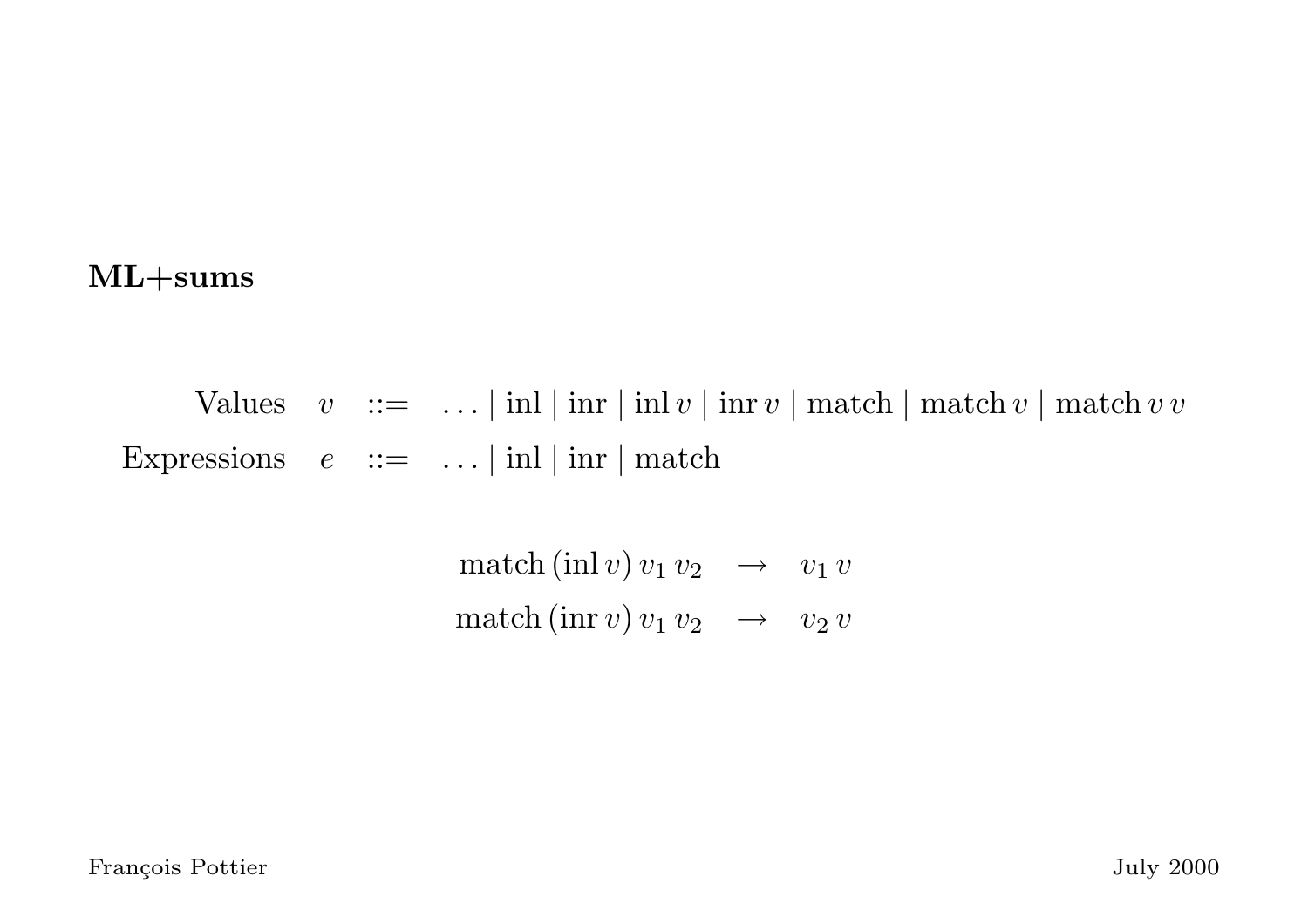**ML+sums**

$$
\begin{array}{rrcl}
\text{Values} & v & ::= & \ldots \mid \mathrm{inl} \mid \mathrm{inr} \mid \mathrm{inl}\,v \mid \mathrm{inr}\,v \mid \mathrm{match} \mid \mathrm{match}\,v \mid \mathrm{match}\,v\,v \\
\text{Expressions} & e & ::= & \ldots \mid \mathrm{inl} \mid \mathrm{inr} \mid \mathrm{match}
\end{array}
$$

$$
\begin{array}{rcl}
\mathrm{match}\,(\mathrm{inl}\,v)\,v_1\,v_2 & \rightarrow & v_1\,v \\
\mathrm{match}\,(\mathrm{inr}\,v)\,v_1\,v_2 & \rightarrow & v_2\,v
\end{array}
$$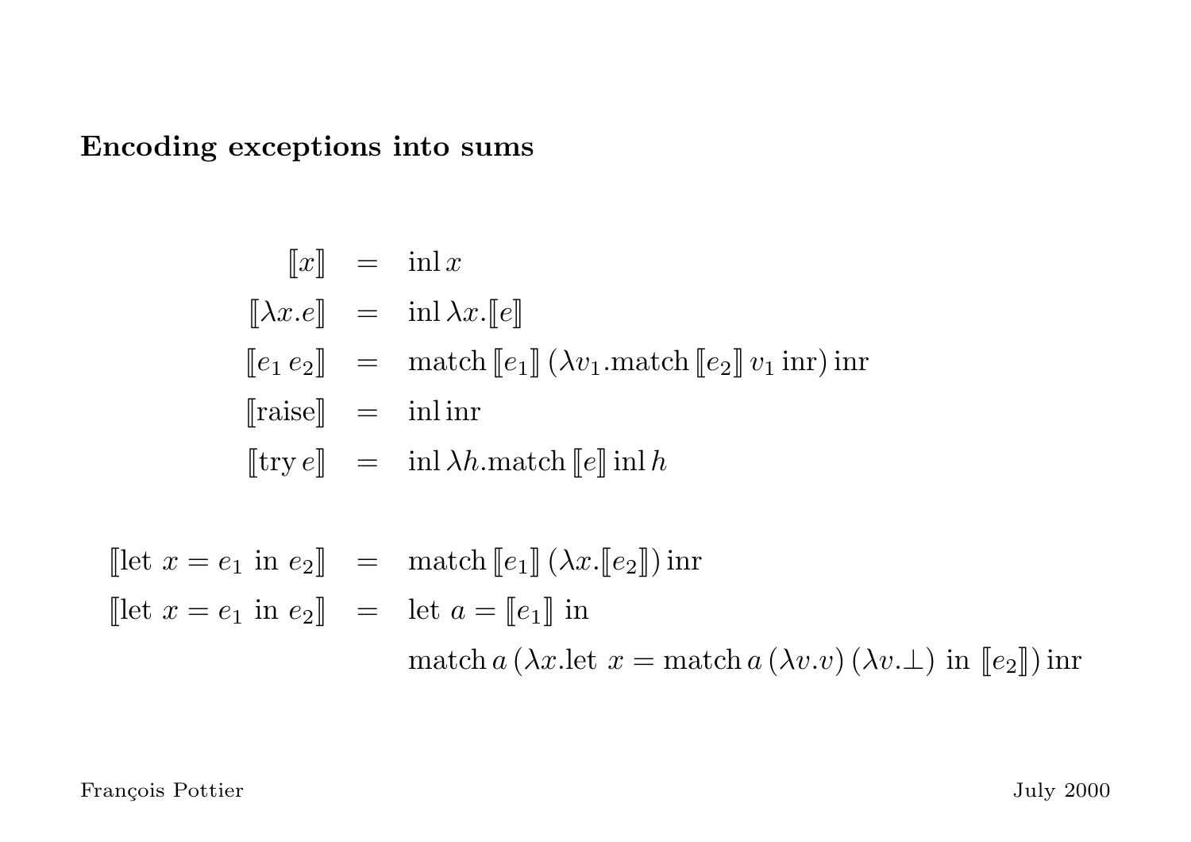## Encoding exceptions into sums

$$
\begin{array}{rcl}
[\![x]\!] & = & \mathrm{inl}\, x \\
[\![\lambda x.e]\!] & = & \mathrm{inl}\, \lambda x.[\![e]\!] \\
[\![e_1\, e_2]\!] & = & \mathrm{match}\, [\![e_1]\!]\, (\lambda v_1.\mathrm{match}\, [\![e_2]\!]\, v_1\, \mathrm{inr})\, \mathrm{inr} \\
[\![\mathrm{raise}]\!] & = & \mathrm{inl}\, \mathrm{inr} \\
[\![\mathrm{try}\, e]\!] & = & \mathrm{inl}\, \lambda h.\mathrm{match}\, [\![e]\!]\, \mathrm{inl}\, h
\end{array}
$$

$$
\begin{array}{rcl}
[\![\mathrm{let}\ x = e_1\ \mathrm{in}\ e_2]\!] & = & \mathrm{match}\, [\![e_1]\!]\, (\lambda x.[\![e_2]\!])\, \mathrm{inr} \\
[\![\mathrm{let}\ x = e_1\ \mathrm{in}\ e_2]\!] & = & \mathrm{let}\ a = [\![e_1]\!]\ \mathrm{in} \\
 & & \mathrm{match}\, a\, (\lambda x.\mathrm{let}\ x = \mathrm{match}\, a\, (\lambda v.v)\, (\lambda v.\bot)\ \mathrm{in}\ [\![e_2]\!])\, \mathrm{inr}
\end{array}
$$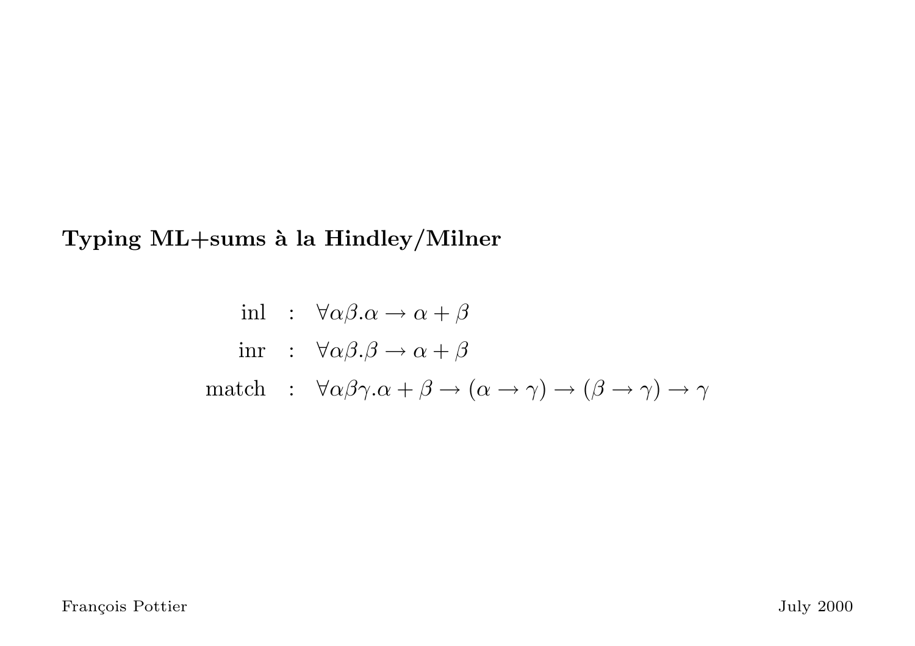## Typing ML+sums à la Hindley/Milner

$$
\begin{aligned}
\text{inl} &: \forall \alpha\beta.\alpha \rightarrow \alpha + \beta \\
\text{inr} &: \forall \alpha\beta.\beta \rightarrow \alpha + \beta \\
\text{match} &: \forall \alpha\beta\gamma.\alpha + \beta \rightarrow (\alpha \rightarrow \gamma) \rightarrow (\beta \rightarrow \gamma) \rightarrow \gamma
\end{aligned}
$$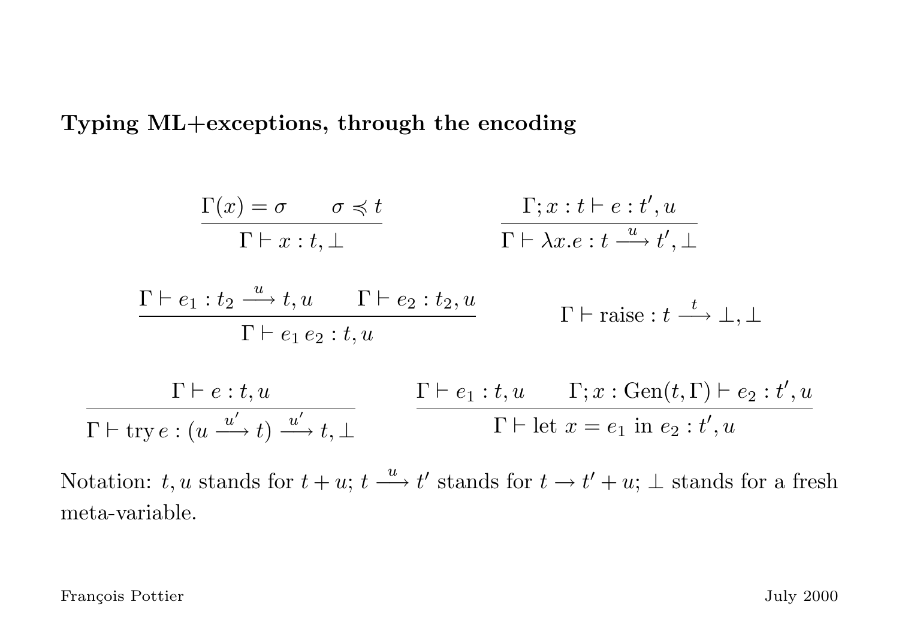**Typing ML+exceptions, through the encoding**

$$\frac{\Gamma(x) = \sigma \qquad \sigma \preccurlyeq t}{\Gamma \vdash x : t, \bot} \qquad\qquad \frac{\Gamma; x : t \vdash e : t', u}{\Gamma \vdash \lambda x.e : t \xrightarrow{u} t', \bot}$$

$$\frac{\Gamma \vdash e_1 : t_2 \xrightarrow{u} t, u \qquad \Gamma \vdash e_2 : t_2, u}{\Gamma \vdash e_1\, e_2 : t, u} \qquad\qquad \Gamma \vdash \text{raise} : t \xrightarrow{t} \bot, \bot$$

$$\frac{\Gamma \vdash e : t, u}{\Gamma \vdash \text{try}\, e : (u \xrightarrow{u'} t) \xrightarrow{u'} t, \bot} \qquad\qquad \frac{\Gamma \vdash e_1 : t, u \qquad \Gamma; x : \text{Gen}(t, \Gamma) \vdash e_2 : t', u}{\Gamma \vdash \text{let } x = e_1 \text{ in } e_2 : t', u}$$

Notation: $t, u$ stands for $t + u$; $t \xrightarrow{u} t'$ stands for $t \rightarrow t' + u$; $\bot$ stands for a fresh meta-variable.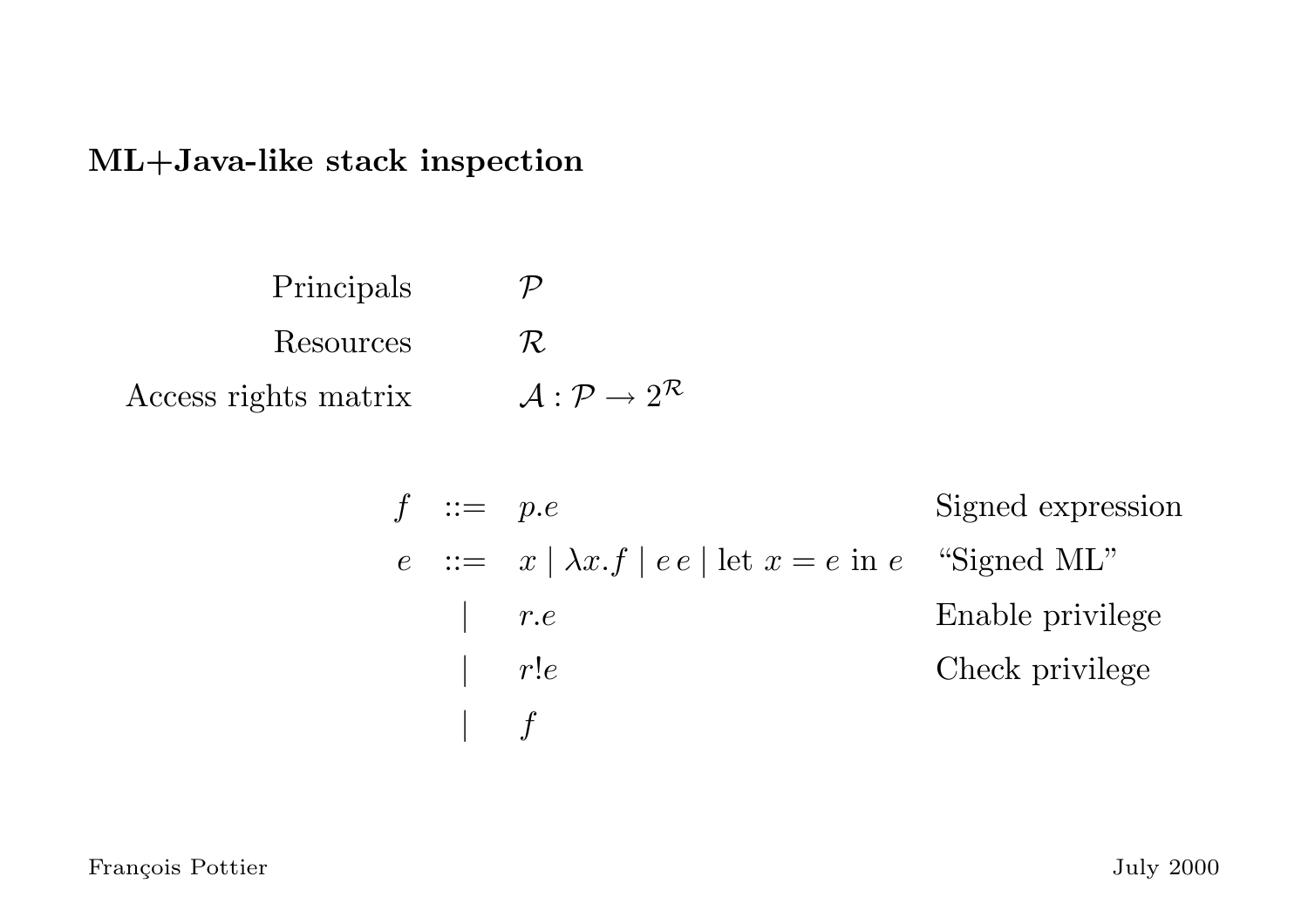## ML+Java-like stack inspection

| | |
|---|---|
| Principals | $\mathcal{P}$ |
| Resources | $\mathcal{R}$ |
| Access rights matrix | $\mathcal{A} : \mathcal{P} \to 2^{\mathcal{R}}$ |

| | | | |
|---|---|---|---|
| $f$ | $::=$ | $p.e$ | Signed expression |
| $e$ | $::=$ | $x \mid \lambda x.f \mid e\,e \mid \text{let } x = e \text{ in } e$ | "Signed ML" |
| | $\mid$ | $r.e$ | Enable privilege |
| | $\mid$ | $r!e$ | Check privilege |
| | $\mid$ | $f$ | |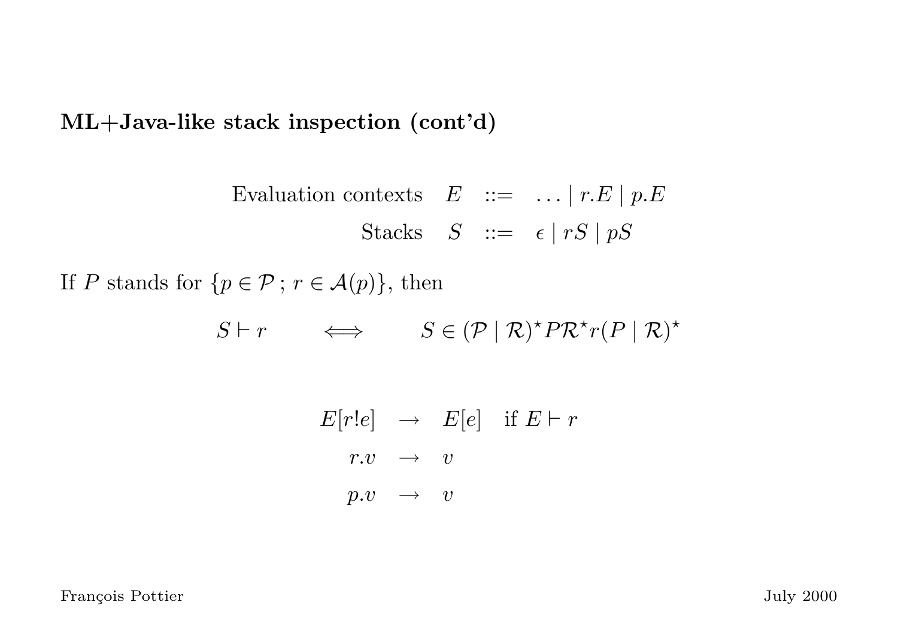**ML+Java-like stack inspection (cont'd)**

$$
\begin{array}{rrcl}
\text{Evaluation contexts} & E & ::= & \ldots \mid r.E \mid p.E \\
\text{Stacks} & S & ::= & \epsilon \mid rS \mid pS
\end{array}
$$

If $P$ stands for $\{p \in \mathcal{P} \,;\, r \in \mathcal{A}(p)\}$, then

$$
S \vdash r \qquad \Longleftrightarrow \qquad S \in (\mathcal{P} \mid \mathcal{R})^\star P \mathcal{R}^\star r (P \mid \mathcal{R})^\star
$$

$$
\begin{array}{rcl}
E[r!e] & \rightarrow & E[e] \quad \text{if } E \vdash r \\
r.v & \rightarrow & v \\
p.v & \rightarrow & v
\end{array}
$$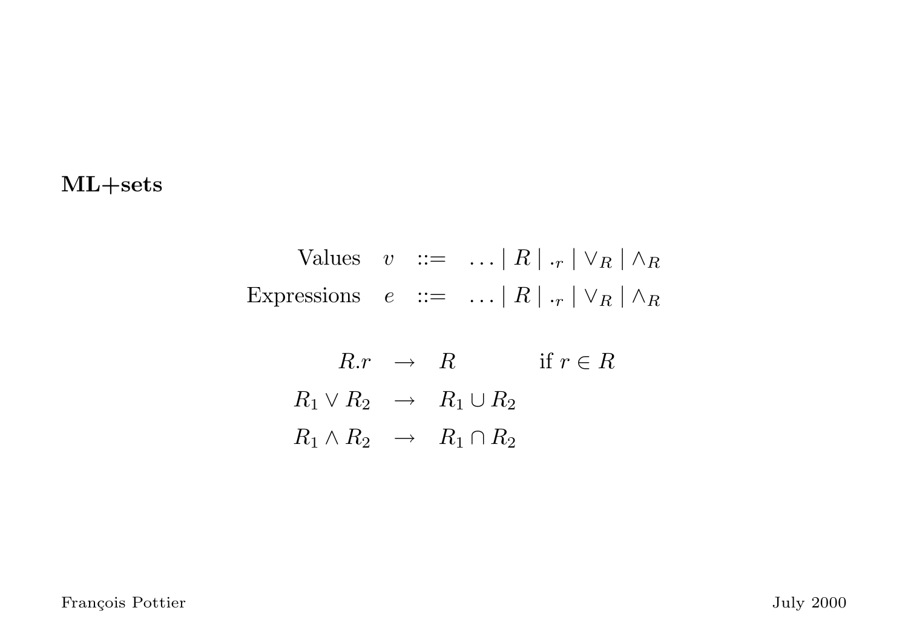**ML+sets**

$$
\begin{array}{rrcl}
\text{Values} & v & ::= & \ldots \mid R \mid .{}_r \mid \vee_R \mid \wedge_R \\
\text{Expressions} & e & ::= & \ldots \mid R \mid .{}_r \mid \vee_R \mid \wedge_R
\end{array}
$$

$$
\begin{array}{rcll}
R.r & \rightarrow & R & \text{if } r \in R \\
R_1 \vee R_2 & \rightarrow & R_1 \cup R_2 & \\
R_1 \wedge R_2 & \rightarrow & R_1 \cap R_2 &
\end{array}
$$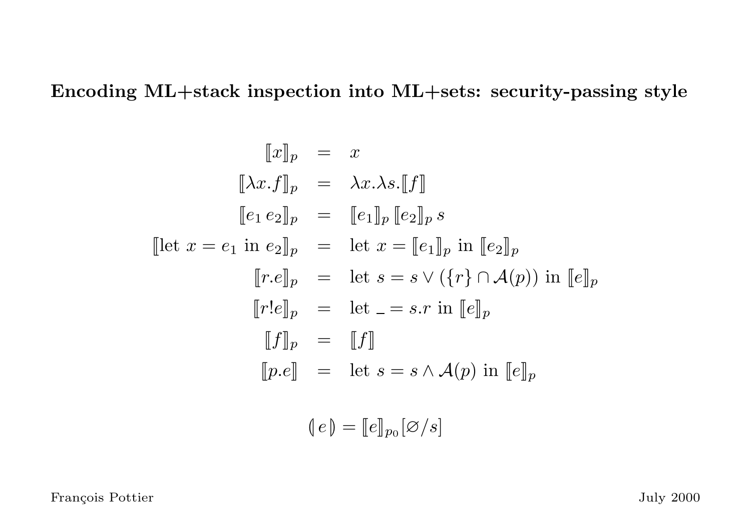# Encoding ML+stack inspection into ML+sets: security-passing style

$$
\begin{array}{rcl}
[\![x]\!]_p & = & x \\
[\![\lambda x.f]\!]_p & = & \lambda x.\lambda s.[\![f]\!] \\
[\![e_1\, e_2]\!]_p & = & [\![e_1]\!]_p\, [\![e_2]\!]_p\, s \\
[\![\text{let } x = e_1 \text{ in } e_2]\!]_p & = & \text{let } x = [\![e_1]\!]_p \text{ in } [\![e_2]\!]_p \\
[\![r.e]\!]_p & = & \text{let } s = s \vee (\{r\} \cap \mathcal{A}(p)) \text{ in } [\![e]\!]_p \\
[\![r!e]\!]_p & = & \text{let } \_ = s.r \text{ in } [\![e]\!]_p \\
[\![f]\!]_p & = & [\![f]\!] \\
[\![p.e]\!] & = & \text{let } s = s \wedge \mathcal{A}(p) \text{ in } [\![e]\!]_p
\end{array}
$$

$$
(\!|\, e \,|\!) = [\![e]\!]_{p_0}[\varnothing/s]
$$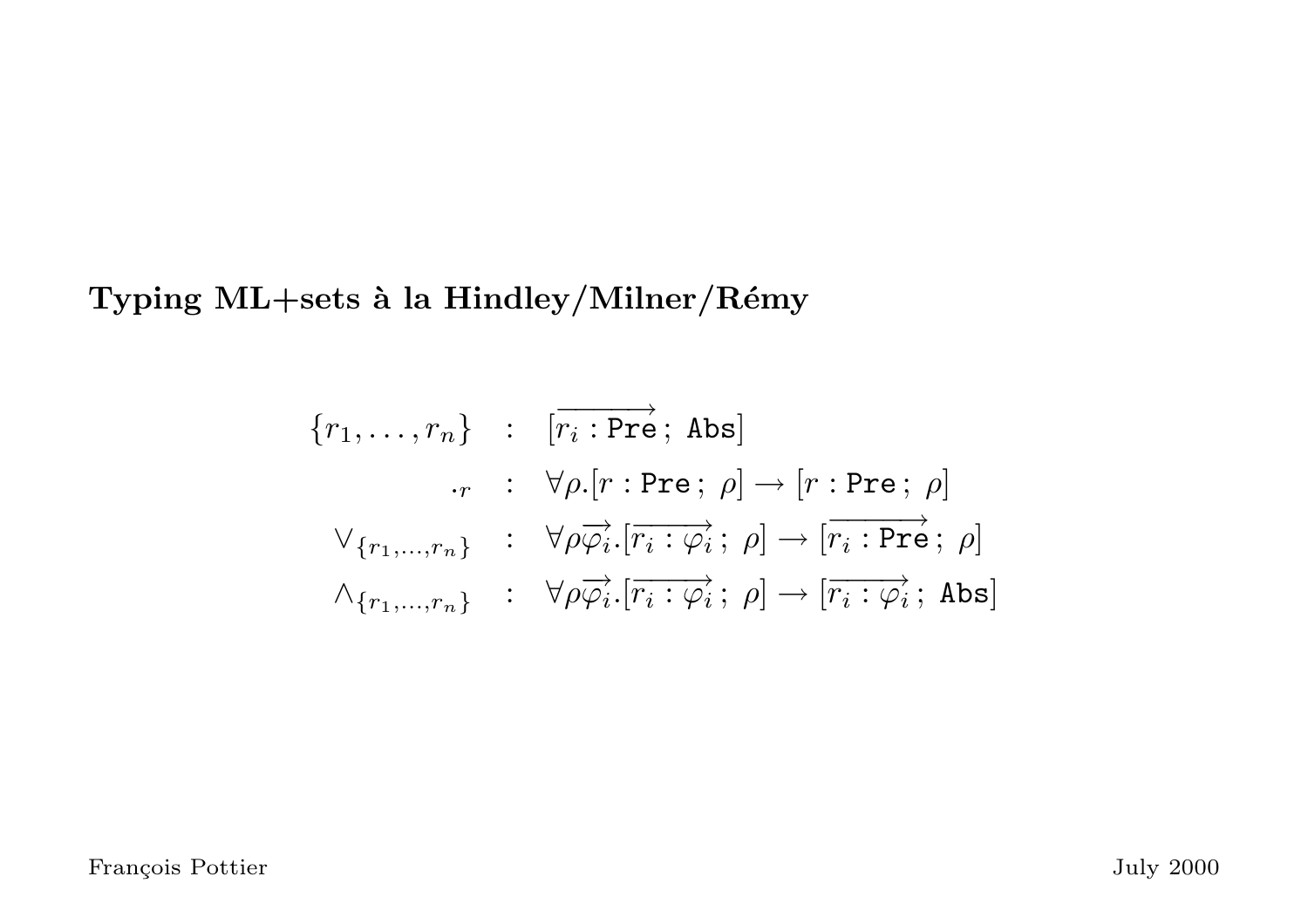## Typing ML+sets à la Hindley/Milner/Rémy

$$
\begin{array}{rcl}
\{r_1, \ldots, r_n\} & : & [\overrightarrow{r_i : \texttt{Pre}}\, ;\ \texttt{Abs}] \\
\cdot_r & : & \forall \rho.[r : \texttt{Pre}\, ;\ \rho] \rightarrow [r : \texttt{Pre}\, ;\ \rho] \\
\vee_{\{r_1,\ldots,r_n\}} & : & \forall \rho \overrightarrow{\varphi_i}.[\overrightarrow{r_i : \varphi_i}\, ;\ \rho] \rightarrow [\overrightarrow{r_i : \texttt{Pre}}\, ;\ \rho] \\
\wedge_{\{r_1,\ldots,r_n\}} & : & \forall \rho \overrightarrow{\varphi_i}.[\overrightarrow{r_i : \varphi_i}\, ;\ \rho] \rightarrow [\overrightarrow{r_i : \varphi_i}\, ;\ \texttt{Abs}]
\end{array}
$$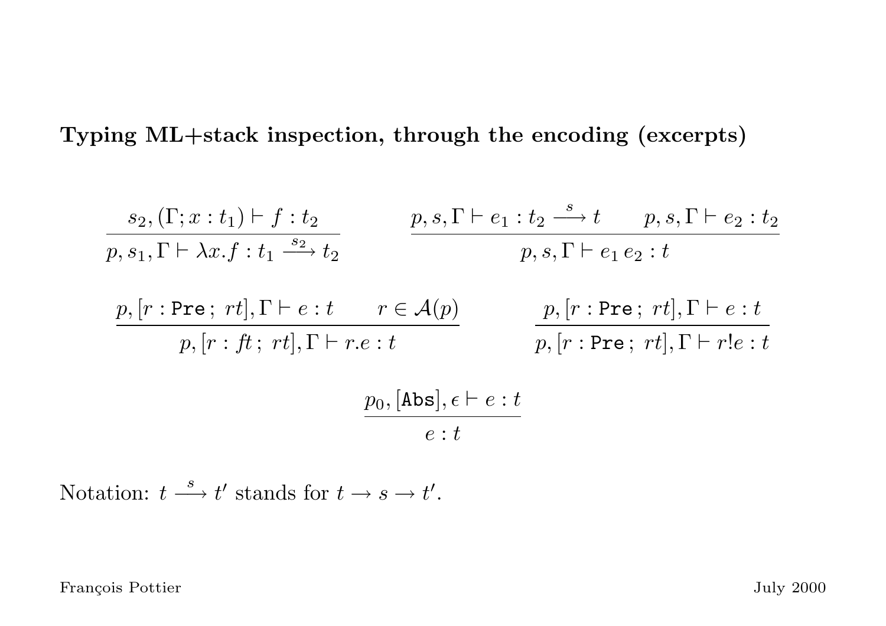**Typing ML+stack inspection, through the encoding (excerpts)**

$$\frac{s_2, (\Gamma; x : t_1) \vdash f : t_2}{p, s_1, \Gamma \vdash \lambda x.f : t_1 \xrightarrow{s_2} t_2} \qquad \frac{p, s, \Gamma \vdash e_1 : t_2 \xrightarrow{s} t \qquad p, s, \Gamma \vdash e_2 : t_2}{p, s, \Gamma \vdash e_1\, e_2 : t}$$

$$\frac{p, [r : \texttt{Pre}\,;\ rt], \Gamma \vdash e : t \qquad r \in \mathcal{A}(p)}{p, [r : \mathit{ft}\,;\ rt], \Gamma \vdash r.e : t} \qquad \frac{p, [r : \texttt{Pre}\,;\ rt], \Gamma \vdash e : t}{p, [r : \texttt{Pre}\,;\ rt], \Gamma \vdash r!e : t}$$

$$\frac{p_0, [\texttt{Abs}], \epsilon \vdash e : t}{e : t}$$

Notation: $t \xrightarrow{s} t'$ stands for $t \rightarrow s \rightarrow t'$.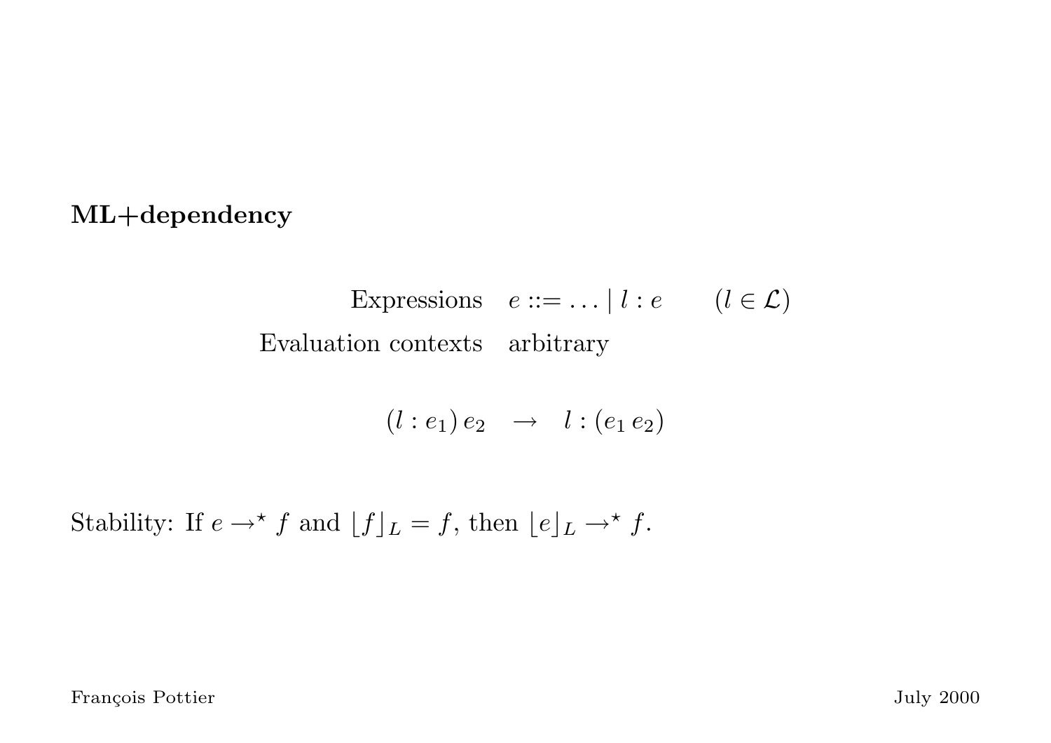**ML+dependency**

$$\begin{array}{rl} \text{Expressions} & e ::= \ldots \mid l : e \qquad (l \in \mathcal{L}) \\ \text{Evaluation contexts} & \text{arbitrary} \end{array}$$

$$(l : e_1)\, e_2 \quad \rightarrow \quad l : (e_1\, e_2)$$

Stability: If $e \rightarrow^\star f$ and $\lfloor f \rfloor_L = f$, then $\lfloor e \rfloor_L \rightarrow^\star f$.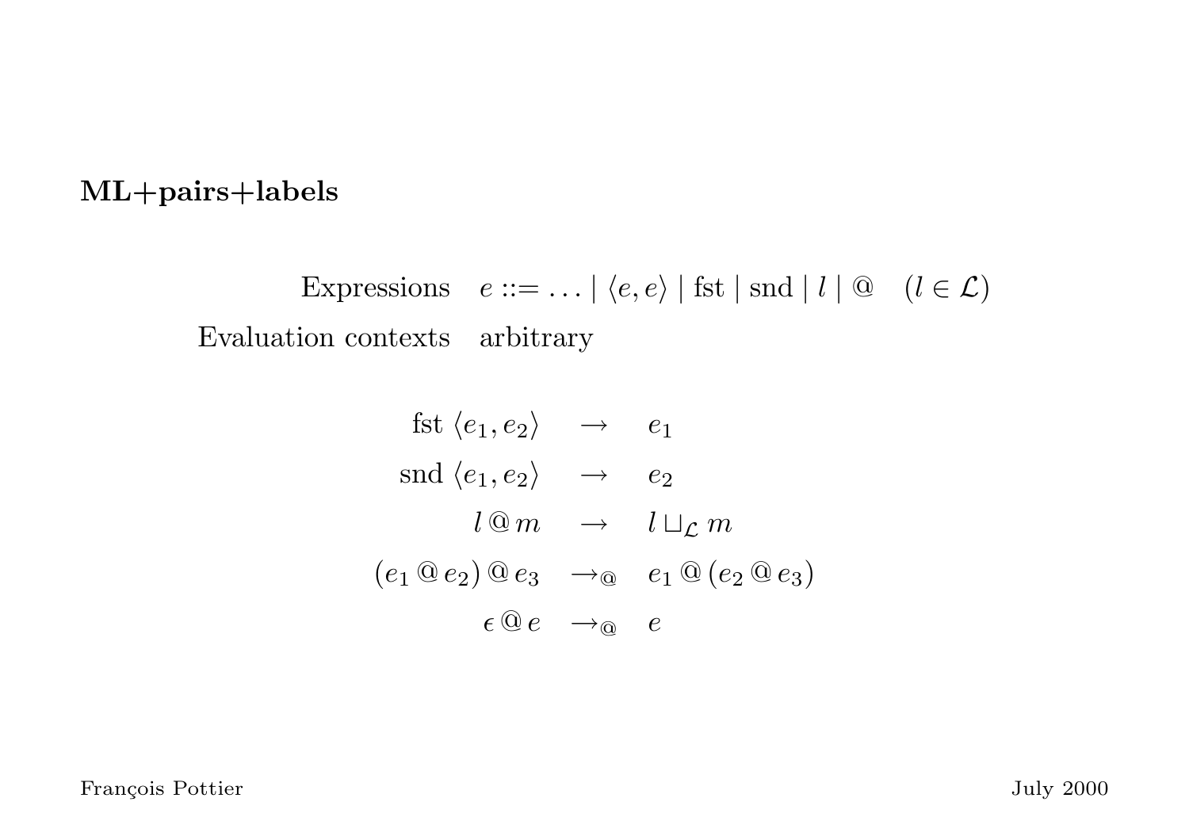**ML+pairs+labels**

$$
\begin{array}{rl}
\text{Expressions} & e ::= \ldots \mid \langle e, e \rangle \mid \text{fst} \mid \text{snd} \mid l \mid @ \quad (l \in \mathcal{L}) \\
\text{Evaluation contexts} & \text{arbitrary}
\end{array}
$$

$$
\begin{array}{rcl}
\text{fst}\ \langle e_1, e_2 \rangle & \rightarrow & e_1 \\
\text{snd}\ \langle e_1, e_2 \rangle & \rightarrow & e_2 \\
l \mathbin{@} m & \rightarrow & l \sqcup_{\mathcal{L}} m \\
(e_1 \mathbin{@} e_2) \mathbin{@} e_3 & \rightarrow_{@} & e_1 \mathbin{@} (e_2 \mathbin{@} e_3) \\
\epsilon \mathbin{@} e & \rightarrow_{@} & e
\end{array}
$$

François Pottier July 2000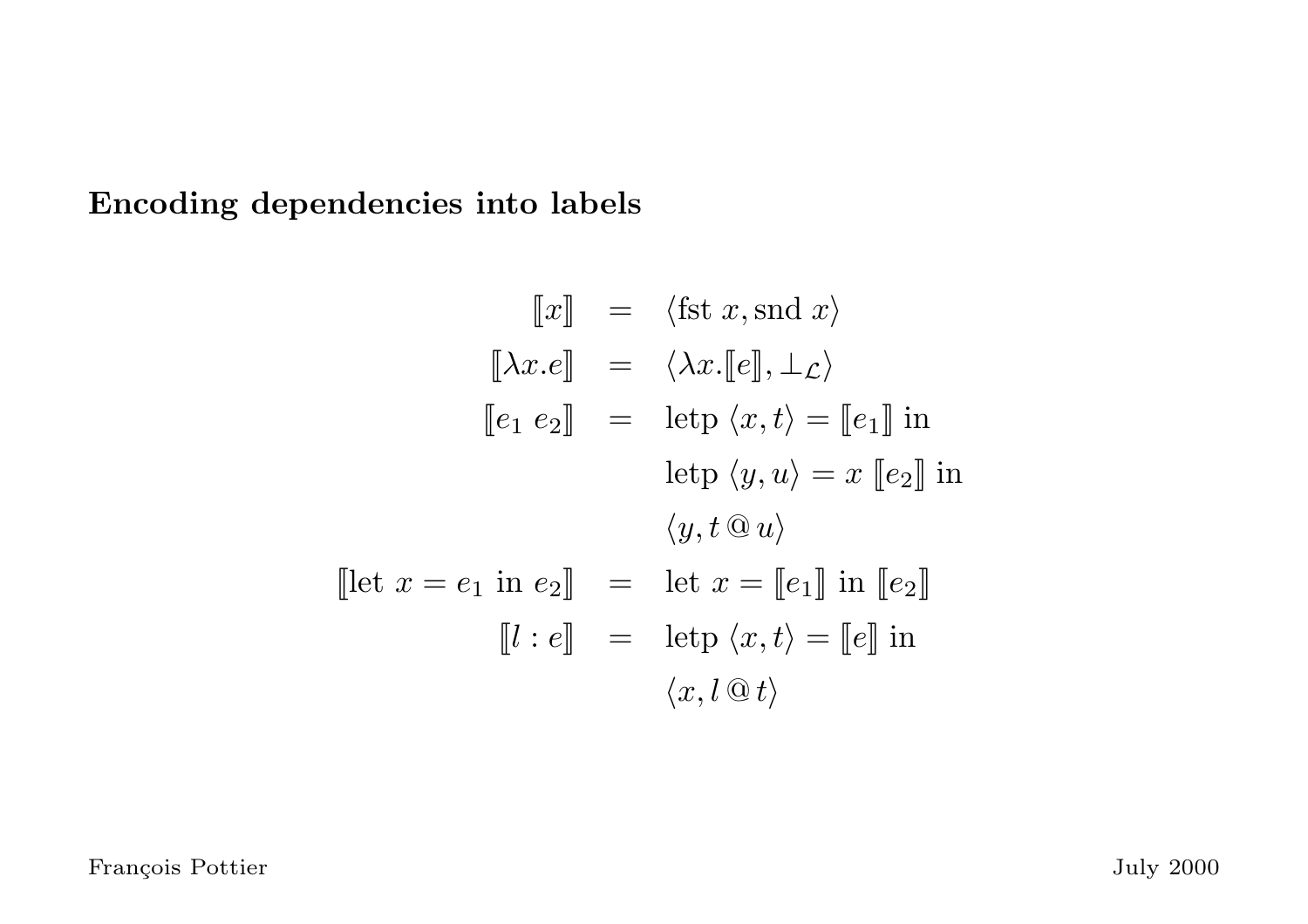## Encoding dependencies into labels

$$
\begin{array}{rcl}
[\![x]\!] & = & \langle \text{fst } x, \text{snd } x \rangle \\
[\![\lambda x.e]\!] & = & \langle \lambda x.[\![e]\!], \bot_{\mathcal{L}} \rangle \\
[\![e_1 \; e_2]\!] & = & \text{letp } \langle x, t \rangle = [\![e_1]\!] \text{ in} \\
 & & \text{letp } \langle y, u \rangle = x \; [\![e_2]\!] \text{ in} \\
 & & \langle y, t \mathbin{@} u \rangle \\
[\![\text{let } x = e_1 \text{ in } e_2]\!] & = & \text{let } x = [\![e_1]\!] \text{ in } [\![e_2]\!] \\
[\![l : e]\!] & = & \text{letp } \langle x, t \rangle = [\![e]\!] \text{ in} \\
 & & \langle x, l \mathbin{@} t \rangle
\end{array}
$$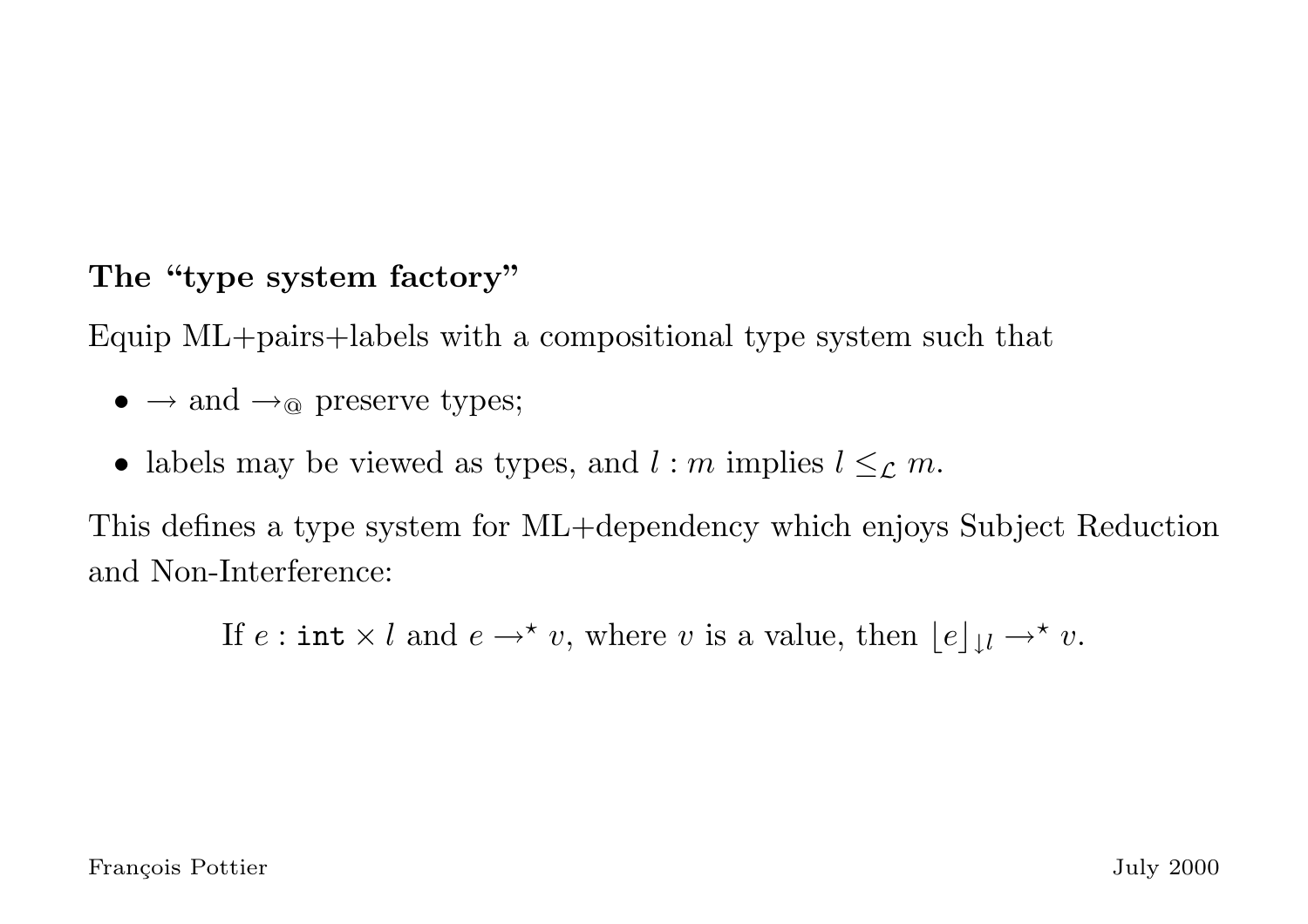**The "type system factory"**

Equip ML+pairs+labels with a compositional type system such that

- $\rightarrow$ and $\rightarrow_{@}$ preserve types;
- labels may be viewed as types, and $l : m$ implies $l \leq_{\mathcal{L}} m$.

This defines a type system for ML+dependency which enjoys Subject Reduction and Non-Interference:

$$\text{If } e : \texttt{int} \times l \text{ and } e \rightarrow^{\star} v \text{, where } v \text{ is a value, then } \lfloor e \rfloor_{\downarrow l} \rightarrow^{\star} v.$$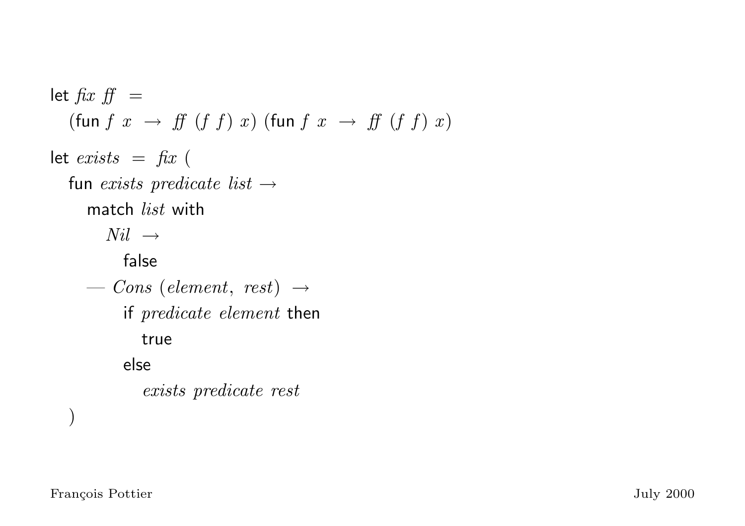```
let fix ff =
  (fun f x → ff (f f) x) (fun f x → ff (f f) x)

let exists = fix (
  fun exists predicate list →
    match list with
      Nil →
        false
    — Cons (element, rest) →
        if predicate element then
          true
        else
          exists predicate rest
  )
```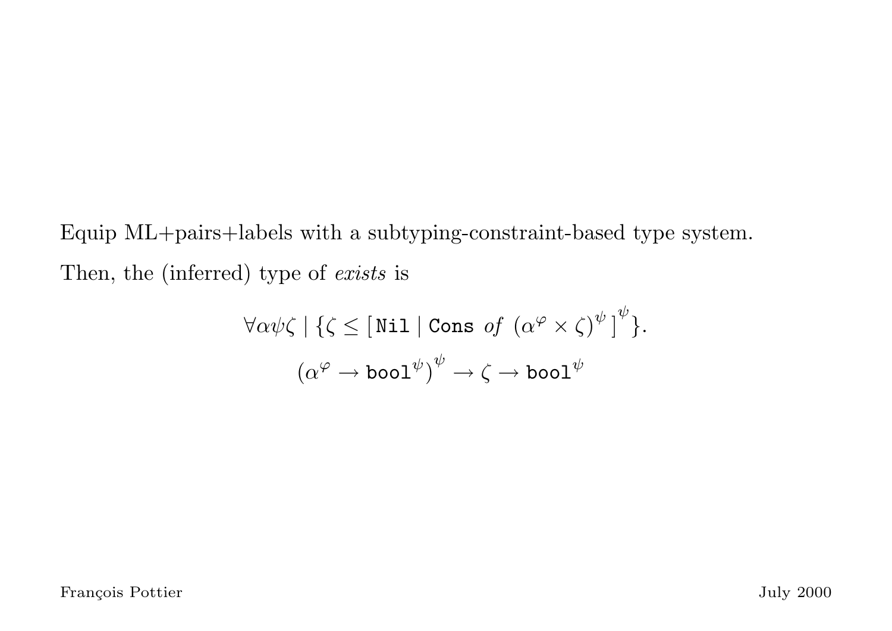Equip ML+pairs+labels with a subtyping-constraint-based type system.

Then, the (inferred) type of *exists* is

$$\forall \alpha\psi\zeta \mid \{\zeta \leq [\,\texttt{Nil} \mid \texttt{Cons}\ \mathit{of}\ (\alpha^{\varphi} \times \zeta)^{\psi}\,]^{\psi}\}.$$
$$(\alpha^{\varphi} \rightarrow \texttt{bool}^{\psi})^{\psi} \rightarrow \zeta \rightarrow \texttt{bool}^{\psi}$$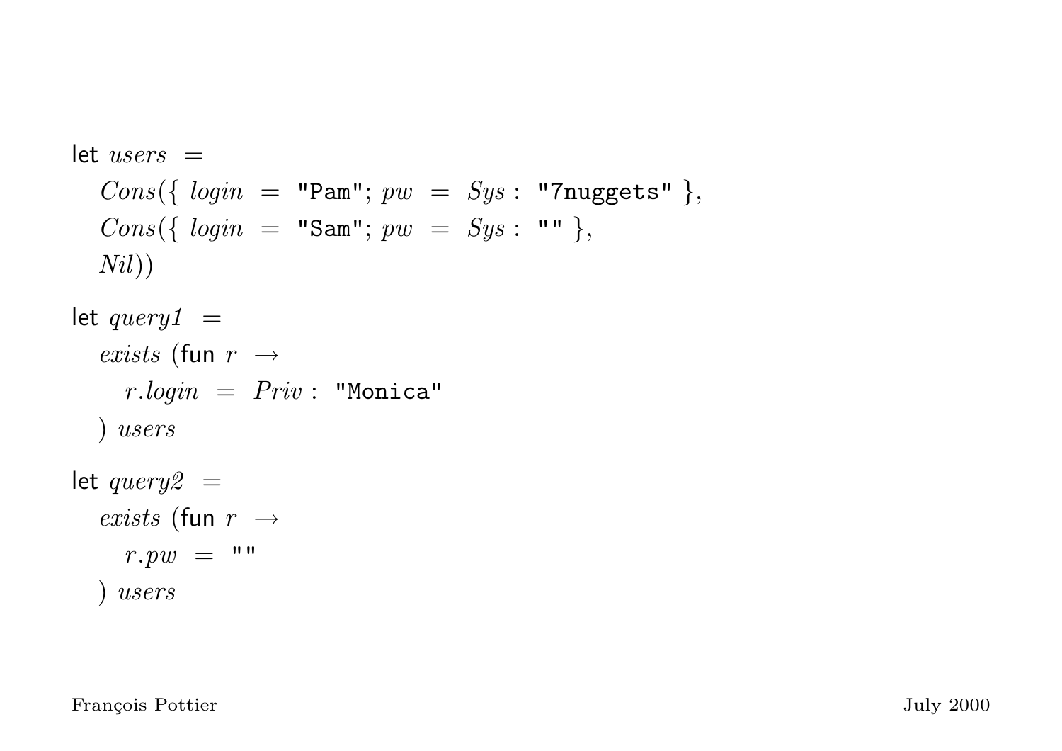```
let users =
  Cons({ login = "Pam"; pw = Sys : "7nuggets" },
  Cons({ login = "Sam"; pw = Sys : "" },
  Nil))

let query1 =
  exists (fun r →
    r.login = Priv : "Monica"
  ) users

let query2 =
  exists (fun r →
    r.pw = ""
  ) users
```